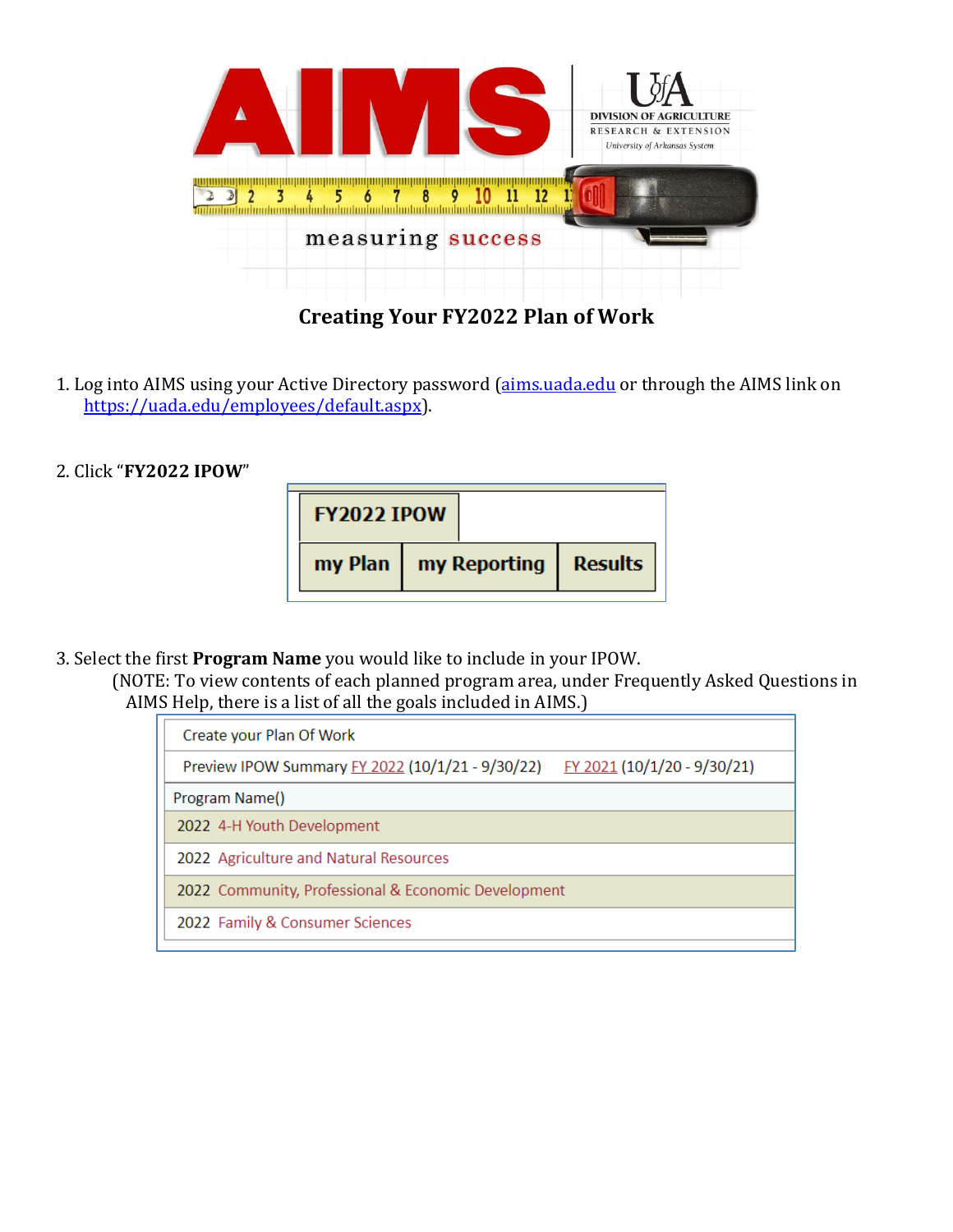# Creating Your FY2022 Plan of Work

1. Log into AIMS using your Active Directory password (aims.uada.edu or through the AIMS link on https://uada.edu/employees/default.aspx).

2. Click "**FY2022 IPOW**"

| FY2022 IPOW | | |
|---|---|---|
| my Plan | my Reporting | Results |

3. Select the first **Program Name** you would like to include in your IPOW.
   (NOTE: To view contents of each planned program area, under Frequently Asked Questions in AIMS Help, there is a list of all the goals included in AIMS.)

| Create your Plan Of Work |
|---|
| Preview IPOW Summary FY 2022 (10/1/21 - 9/30/22) FY 2021 (10/1/20 - 9/30/21) |
| Program Name() |
| 2022 4-H Youth Development |
| 2022 Agriculture and Natural Resources |
| 2022 Community, Professional & Economic Development |
| 2022 Family & Consumer Sciences |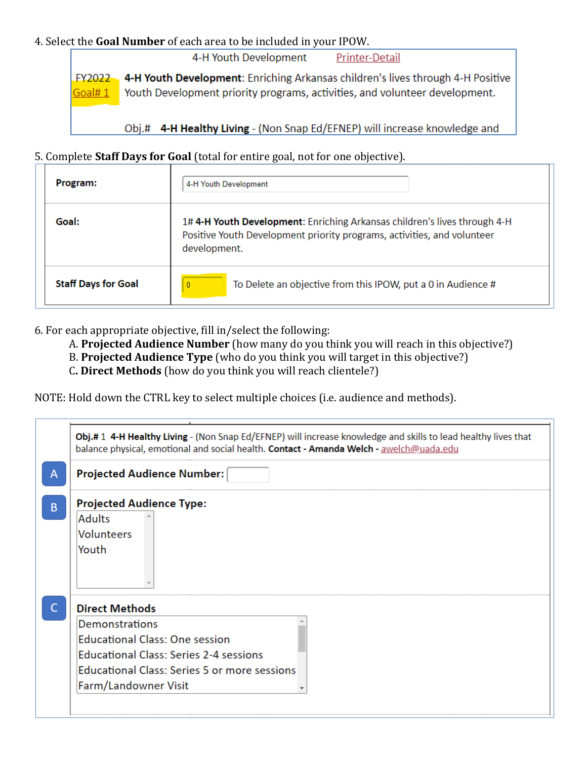4. Select the **Goal Number** of each area to be included in your IPOW.

4-H Youth Development    Printer-Detail

FY2022 Goal# 1    **4-H Youth Development**: Enriching Arkansas children's lives through 4-H Positive Youth Development priority programs, activities, and volunteer development.

Obj.#    **4-H Healthy Living** - (Non Snap Ed/EFNEP) will increase knowledge and

5. Complete **Staff Days for Goal** (total for entire goal, not for one objective).

| | |
|---|---|
| **Program:** | 4-H Youth Development |
| **Goal:** | 1# **4-H Youth Development**: Enriching Arkansas children's lives through 4-H Positive Youth Development priority programs, activities, and volunteer development. |
| **Staff Days for Goal** | 0    To Delete an objective from this IPOW, put a 0 in Audience # |

6. For each appropriate objective, fill in/select the following:
   A. **Projected Audience Number** (how many do you think you will reach in this objective?)
   B. **Projected Audience Type** (who do you think you will target in this objective?)
   C. **Direct Methods** (how do you think you will reach clientele?)

NOTE: Hold down the CTRL key to select multiple choices (i.e. audience and methods).

**Obj.#** 1 **4-H Healthy Living** - (Non Snap Ed/EFNEP) will increase knowledge and skills to lead healthy lives that balance physical, emotional and social health. **Contact - Amanda Welch -** awelch@uada.edu

A **Projected Audience Number:**

B **Projected Audience Type:**
- Adults
- Volunteers
- Youth

C **Direct Methods**
- Demonstrations
- Educational Class: One session
- Educational Class: Series 2-4 sessions
- Educational Class: Series 5 or more sessions
- Farm/Landowner Visit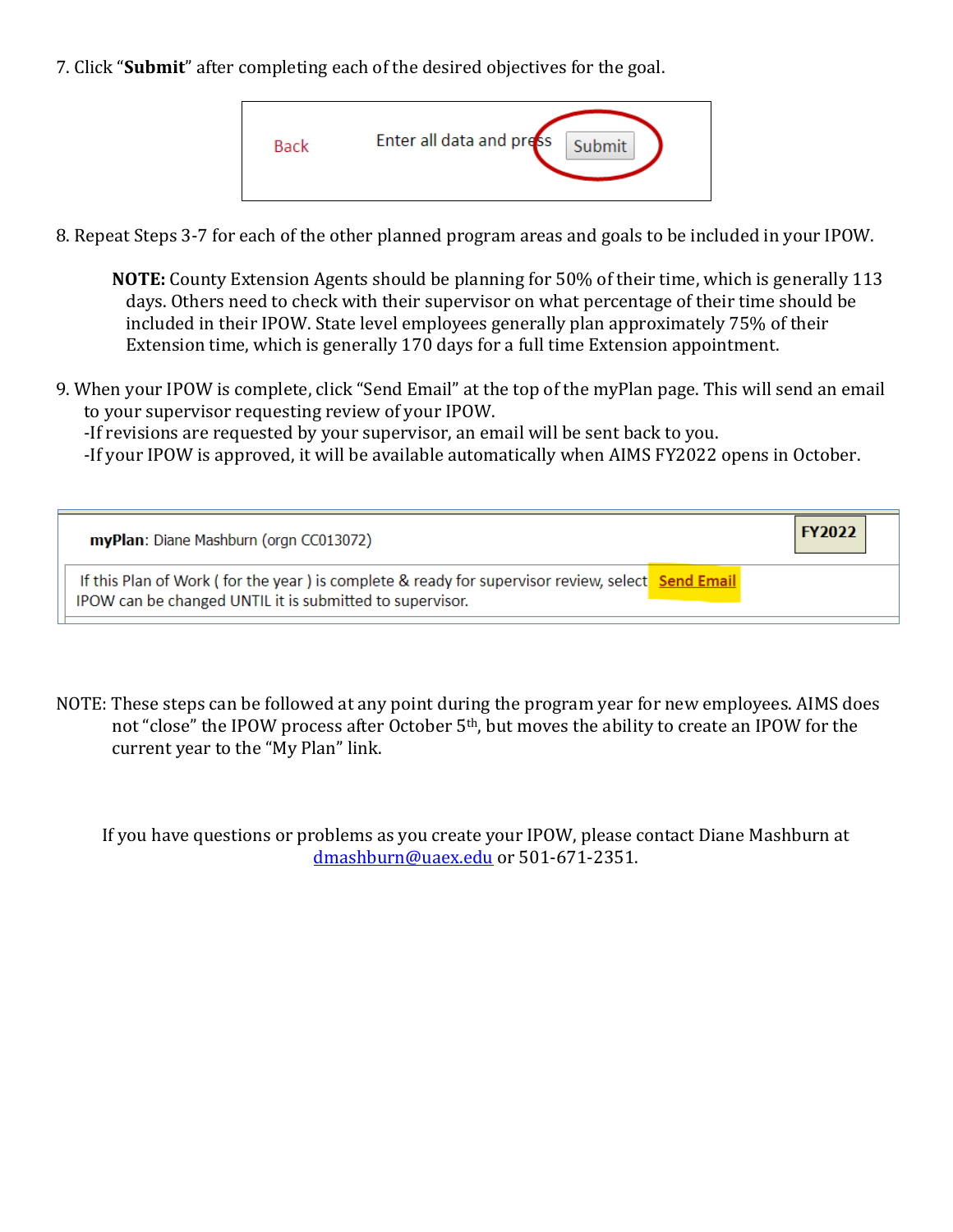7. Click “**Submit**” after completing each of the desired objectives for the goal.

Back Enter all data and press Submit

8. Repeat Steps 3-7 for each of the other planned program areas and goals to be included in your IPOW.

   **NOTE:** County Extension Agents should be planning for 50% of their time, which is generally 113 days. Others need to check with their supervisor on what percentage of their time should be included in their IPOW. State level employees generally plan approximately 75% of their Extension time, which is generally 170 days for a full time Extension appointment.

9. When your IPOW is complete, click “Send Email” at the top of the myPlan page. This will send an email to your supervisor requesting review of your IPOW.
   -If revisions are requested by your supervisor, an email will be sent back to you.
   -If your IPOW is approved, it will be available automatically when AIMS FY2022 opens in October.

**myPlan**: Diane Mashburn (orgn CC013072) **FY2022**

If this Plan of Work ( for the year ) is complete & ready for supervisor review, select **Send Email**
IPOW can be changed UNTIL it is submitted to supervisor.

NOTE: These steps can be followed at any point during the program year for new employees. AIMS does not “close” the IPOW process after October 5th, but moves the ability to create an IPOW for the current year to the “My Plan” link.

If you have questions or problems as you create your IPOW, please contact Diane Mashburn at dmashburn@uaex.edu or 501-671-2351.